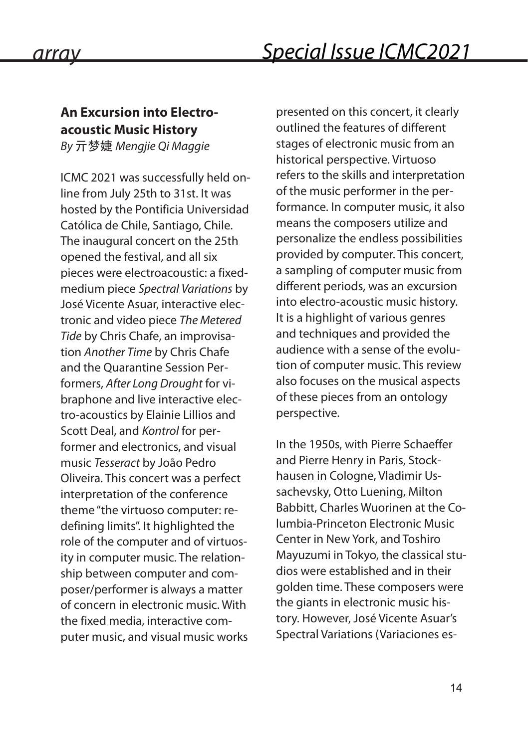## An Excursion into Electro-acoustic Music History

*By 亓梦婕 Mengjie Qi Maggie*

ICMC 2021 was successfully held online from July 25th to 31st. It was hosted by the Pontificia Universidad Católica de Chile, Santiago, Chile. The inaugural concert on the 25th opened the festival, and all six pieces were electroacoustic: a fixed-medium piece *Spectral Variations* by José Vicente Asuar, interactive electronic and video piece *The Metered Tide* by Chris Chafe, an improvisation *Another Time* by Chris Chafe and the Quarantine Session Performers, *After Long Drought* for vibraphone and live interactive electro-acoustics by Elainie Lillios and Scott Deal, and *Kontrol* for performer and electronics, and visual music *Tesseract* by João Pedro Oliveira. This concert was a perfect interpretation of the conference theme "the virtuoso computer: redefining limits". It highlighted the role of the computer and of virtuosity in computer music. The relationship between computer and composer/performer is always a matter of concern in electronic music. With the fixed media, interactive computer music, and visual music works presented on this concert, it clearly outlined the features of different stages of electronic music from an historical perspective. Virtuoso refers to the skills and interpretation of the music performer in the performance. In computer music, it also means the composers utilize and personalize the endless possibilities provided by computer. This concert, a sampling of computer music from different periods, was an excursion into electro-acoustic music history. It is a highlight of various genres and techniques and provided the audience with a sense of the evolution of computer music. This review also focuses on the musical aspects of these pieces from an ontology perspective.

In the 1950s, with Pierre Schaeffer and Pierre Henry in Paris, Stockhausen in Cologne, Vladimir Ussachevsky, Otto Luening, Milton Babbitt, Charles Wuorinen at the Columbia-Princeton Electronic Music Center in New York, and Toshiro Mayuzumi in Tokyo, the classical studios were established and in their golden time. These composers were the giants in electronic music history. However, José Vicente Asuar's Spectral Variations (Variaciones es-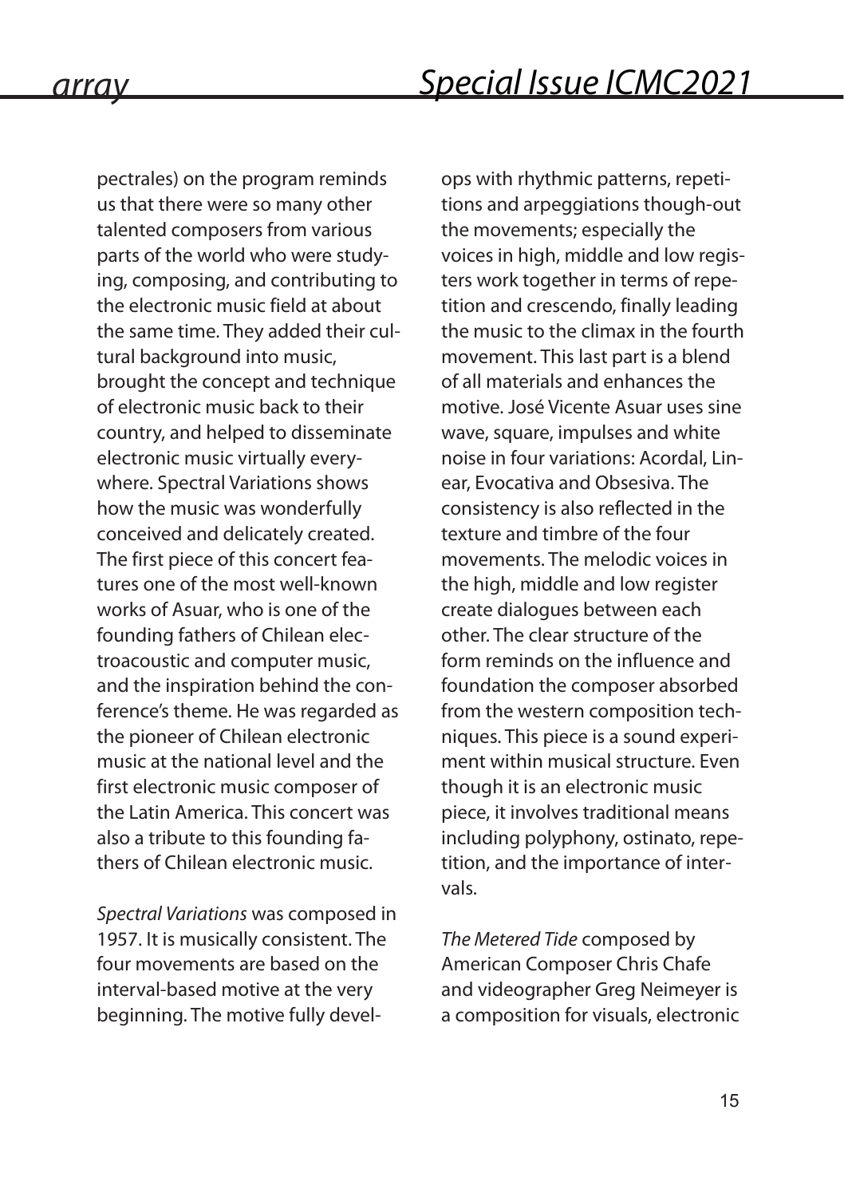pectrales) on the program reminds us that there were so many other talented composers from various parts of the world who were studying, composing, and contributing to the electronic music field at about the same time. They added their cultural background into music, brought the concept and technique of electronic music back to their country, and helped to disseminate electronic music virtually everywhere. Spectral Variations shows how the music was wonderfully conceived and delicately created. The first piece of this concert features one of the most well-known works of Asuar, who is one of the founding fathers of Chilean electroacoustic and computer music, and the inspiration behind the conference's theme. He was regarded as the pioneer of Chilean electronic music at the national level and the first electronic music composer of the Latin America. This concert was also a tribute to this founding fathers of Chilean electronic music.

*Spectral Variations* was composed in 1957. It is musically consistent. The four movements are based on the interval-based motive at the very beginning. The motive fully develops with rhythmic patterns, repetitions and arpeggiations though-out the movements; especially the voices in high, middle and low registers work together in terms of repetition and crescendo, finally leading the music to the climax in the fourth movement. This last part is a blend of all materials and enhances the motive. José Vicente Asuar uses sine wave, square, impulses and white noise in four variations: Acordal, Linear, Evocativa and Obsesiva. The consistency is also reflected in the texture and timbre of the four movements. The melodic voices in the high, middle and low register create dialogues between each other. The clear structure of the form reminds on the influence and foundation the composer absorbed from the western composition techniques. This piece is a sound experiment within musical structure. Even though it is an electronic music piece, it involves traditional means including polyphony, ostinato, repetition, and the importance of intervals.

*The Metered Tide* composed by American Composer Chris Chafe and videographer Greg Neimeyer is a composition for visuals, electronic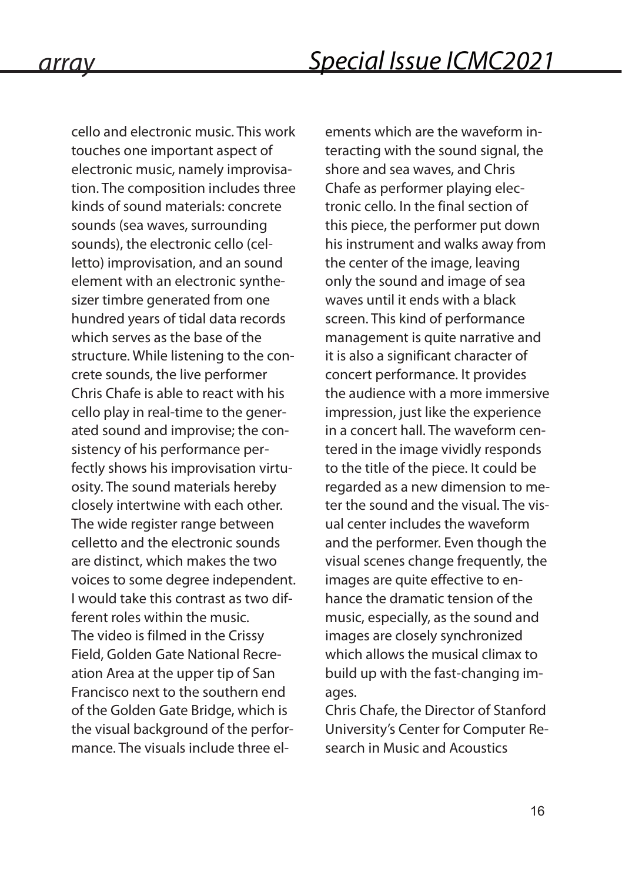cello and electronic music. This work touches one important aspect of electronic music, namely improvisation. The composition includes three kinds of sound materials: concrete sounds (sea waves, surrounding sounds), the electronic cello (celletto) improvisation, and an sound element with an electronic synthesizer timbre generated from one hundred years of tidal data records which serves as the base of the structure. While listening to the concrete sounds, the live performer Chris Chafe is able to react with his cello play in real-time to the generated sound and improvise; the consistency of his performance perfectly shows his improvisation virtuosity. The sound materials hereby closely intertwine with each other. The wide register range between celletto and the electronic sounds are distinct, which makes the two voices to some degree independent. I would take this contrast as two different roles within the music.

The video is filmed in the Crissy Field, Golden Gate National Recreation Area at the upper tip of San Francisco next to the southern end of the Golden Gate Bridge, which is the visual background of the performance. The visuals include three elements which are the waveform interacting with the sound signal, the shore and sea waves, and Chris Chafe as performer playing electronic cello. In the final section of this piece, the performer put down his instrument and walks away from the center of the image, leaving only the sound and image of sea waves until it ends with a black screen. This kind of performance management is quite narrative and it is also a significant character of concert performance. It provides the audience with a more immersive impression, just like the experience in a concert hall. The waveform centered in the image vividly responds to the title of the piece. It could be regarded as a new dimension to meter the sound and the visual. The visual center includes the waveform and the performer. Even though the visual scenes change frequently, the images are quite effective to enhance the dramatic tension of the music, especially, as the sound and images are closely synchronized which allows the musical climax to build up with the fast-changing images.

Chris Chafe, the Director of Stanford University's Center for Computer Research in Music and Acoustics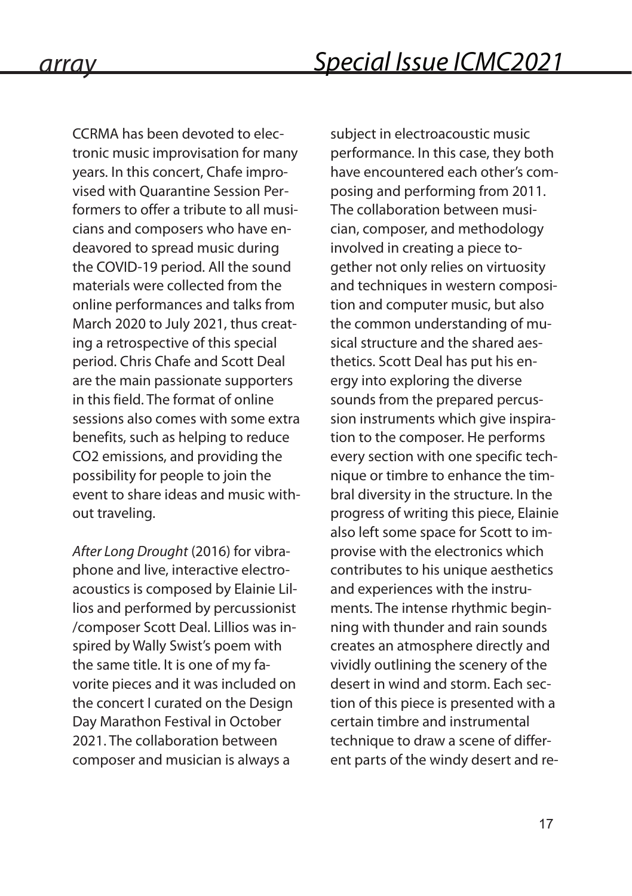CCRMA has been devoted to electronic music improvisation for many years. In this concert, Chafe improvised with Quarantine Session Performers to offer a tribute to all musicians and composers who have endeavored to spread music during the COVID-19 period. All the sound materials were collected from the online performances and talks from March 2020 to July 2021, thus creating a retrospective of this special period. Chris Chafe and Scott Deal are the main passionate supporters in this field. The format of online sessions also comes with some extra benefits, such as helping to reduce $CO_2$ emissions, and providing the possibility for people to join the event to share ideas and music without traveling.

*After Long Drought* (2016) for vibraphone and live, interactive electroacoustics is composed by Elainie Lillios and performed by percussionist /composer Scott Deal. Lillios was inspired by Wally Swist's poem with the same title. It is one of my favorite pieces and it was included on the concert I curated on the Design Day Marathon Festival in October 2021. The collaboration between composer and musician is always a subject in electroacoustic music performance. In this case, they both have encountered each other's composing and performing from 2011. The collaboration between musician, composer, and methodology involved in creating a piece together not only relies on virtuosity and techniques in western composition and computer music, but also the common understanding of musical structure and the shared aesthetics. Scott Deal has put his energy into exploring the diverse sounds from the prepared percussion instruments which give inspiration to the composer. He performs every section with one specific technique or timbre to enhance the timbral diversity in the structure. In the progress of writing this piece, Elainie also left some space for Scott to improvise with the electronics which contributes to his unique aesthetics and experiences with the instruments. The intense rhythmic beginning with thunder and rain sounds creates an atmosphere directly and vividly outlining the scenery of the desert in wind and storm. Each section of this piece is presented with a certain timbre and instrumental technique to draw a scene of different parts of the windy desert and re-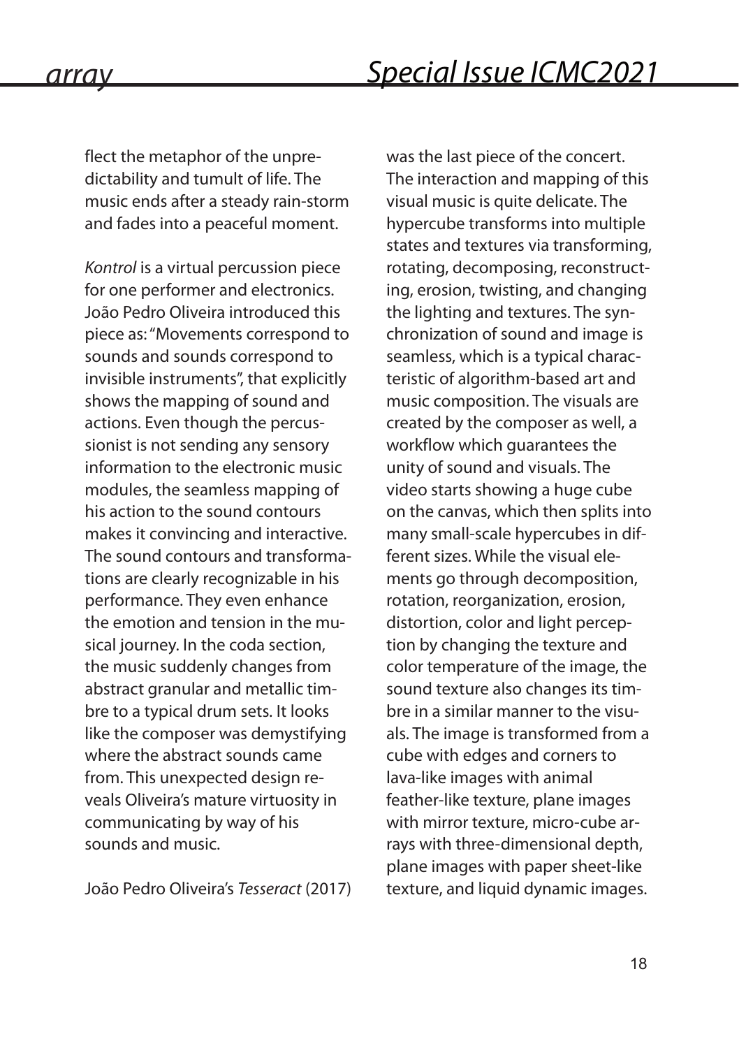flect the metaphor of the unpredictability and tumult of life. The music ends after a steady rain-storm and fades into a peaceful moment.

*Kontrol* is a virtual percussion piece for one performer and electronics. João Pedro Oliveira introduced this piece as: "Movements correspond to sounds and sounds correspond to invisible instruments", that explicitly shows the mapping of sound and actions. Even though the percussionist is not sending any sensory information to the electronic music modules, the seamless mapping of his action to the sound contours makes it convincing and interactive. The sound contours and transformations are clearly recognizable in his performance. They even enhance the emotion and tension in the musical journey. In the coda section, the music suddenly changes from abstract granular and metallic timbre to a typical drum sets. It looks like the composer was demystifying where the abstract sounds came from. This unexpected design reveals Oliveira's mature virtuosity in communicating by way of his sounds and music.

João Pedro Oliveira's *Tesseract* (2017) was the last piece of the concert. The interaction and mapping of this visual music is quite delicate. The hypercube transforms into multiple states and textures via transforming, rotating, decomposing, reconstructing, erosion, twisting, and changing the lighting and textures. The synchronization of sound and image is seamless, which is a typical characteristic of algorithm-based art and music composition. The visuals are created by the composer as well, a workflow which guarantees the unity of sound and visuals. The video starts showing a huge cube on the canvas, which then splits into many small-scale hypercubes in different sizes. While the visual elements go through decomposition, rotation, reorganization, erosion, distortion, color and light perception by changing the texture and color temperature of the image, the sound texture also changes its timbre in a similar manner to the visuals. The image is transformed from a cube with edges and corners to lava-like images with animal feather-like texture, plane images with mirror texture, micro-cube arrays with three-dimensional depth, plane images with paper sheet-like texture, and liquid dynamic images.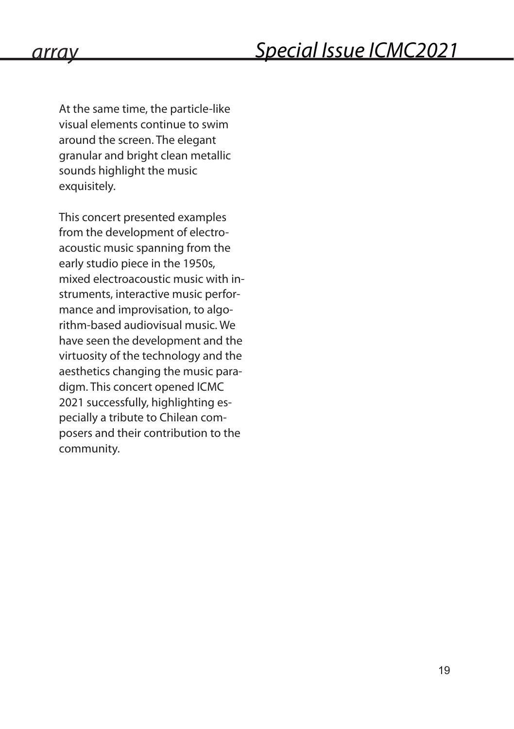At the same time, the particle-like visual elements continue to swim around the screen. The elegant granular and bright clean metallic sounds highlight the music exquisitely.

This concert presented examples from the development of electroacoustic music spanning from the early studio piece in the 1950s, mixed electroacoustic music with instruments, interactive music performance and improvisation, to algorithm-based audiovisual music. We have seen the development and the virtuosity of the technology and the aesthetics changing the music paradigm. This concert opened ICMC 2021 successfully, highlighting especially a tribute to Chilean composers and their contribution to the community.